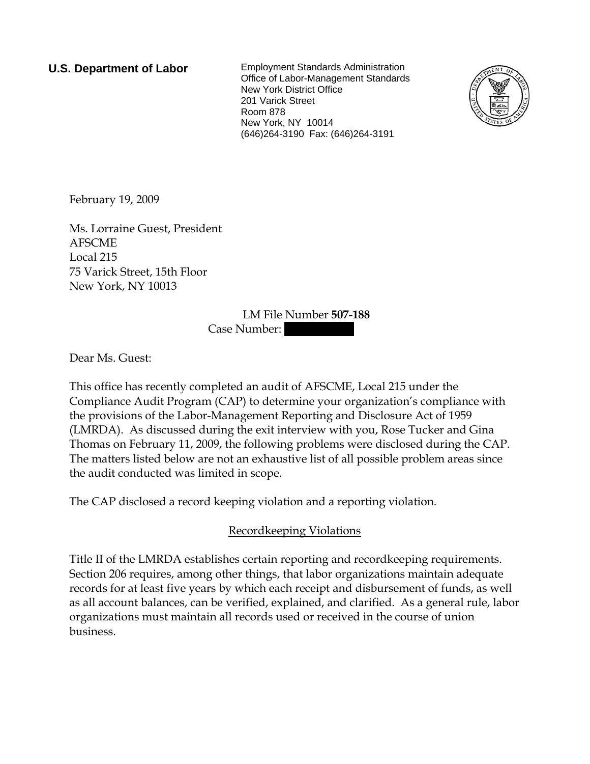**U.S. Department of Labor**

Employment Standards Administration
Office of Labor-Management Standards
New York District Office
201 Varick Street
Room 878
New York, NY 10014
(646)264-3190 Fax: (646)264-3191

February 19, 2009

Ms. Lorraine Guest, President
AFSCME
Local 215
75 Varick Street, 15th Floor
New York, NY 10013

LM File Number **507-188**
Case Number:

Dear Ms. Guest:

This office has recently completed an audit of AFSCME, Local 215 under the Compliance Audit Program (CAP) to determine your organization's compliance with the provisions of the Labor-Management Reporting and Disclosure Act of 1959 (LMRDA). As discussed during the exit interview with you, Rose Tucker and Gina Thomas on February 11, 2009, the following problems were disclosed during the CAP. The matters listed below are not an exhaustive list of all possible problem areas since the audit conducted was limited in scope.

The CAP disclosed a record keeping violation and a reporting violation.

## Recordkeeping Violations

Title II of the LMRDA establishes certain reporting and recordkeeping requirements. Section 206 requires, among other things, that labor organizations maintain adequate records for at least five years by which each receipt and disbursement of funds, as well as all account balances, can be verified, explained, and clarified. As a general rule, labor organizations must maintain all records used or received in the course of union business.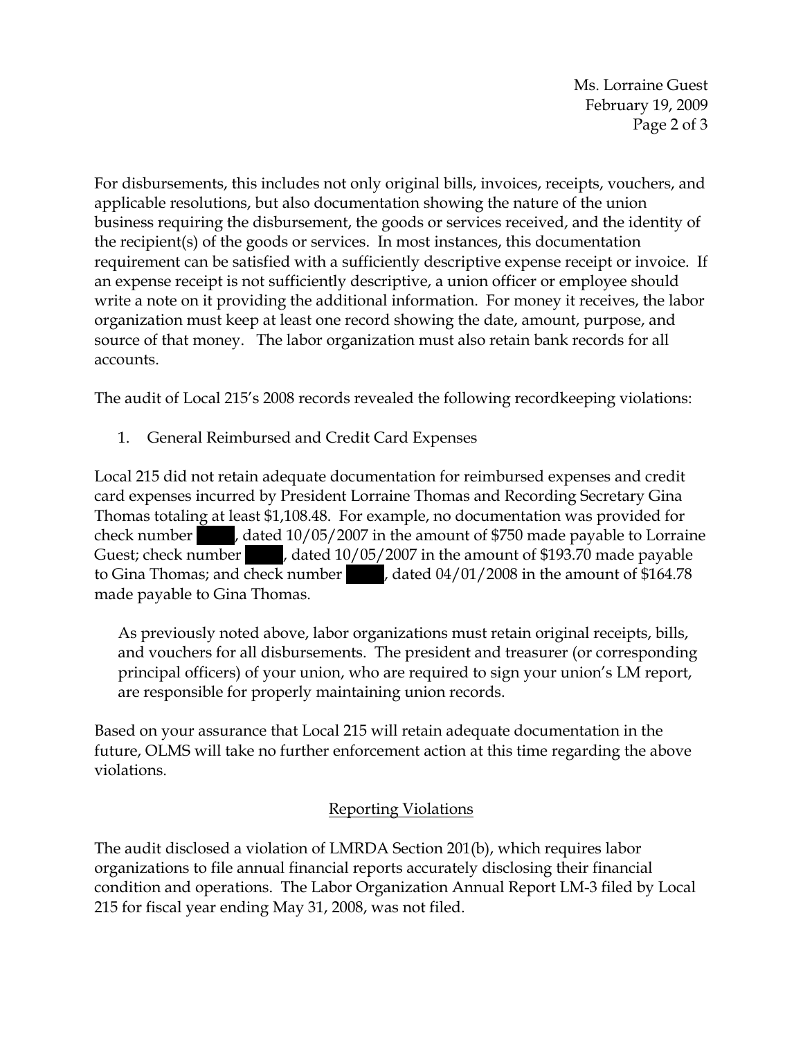For disbursements, this includes not only original bills, invoices, receipts, vouchers, and applicable resolutions, but also documentation showing the nature of the union business requiring the disbursement, the goods or services received, and the identity of the recipient(s) of the goods or services. In most instances, this documentation requirement can be satisfied with a sufficiently descriptive expense receipt or invoice. If an expense receipt is not sufficiently descriptive, a union officer or employee should write a note on it providing the additional information. For money it receives, the labor organization must keep at least one record showing the date, amount, purpose, and source of that money. The labor organization must also retain bank records for all accounts.

The audit of Local 215's 2008 records revealed the following recordkeeping violations:

1. General Reimbursed and Credit Card Expenses

Local 215 did not retain adequate documentation for reimbursed expenses and credit card expenses incurred by President Lorraine Thomas and Recording Secretary Gina Thomas totaling at least $1,108.48. For example, no documentation was provided for check number ████, dated 10/05/2007 in the amount of $750 made payable to Lorraine Guest; check number ████, dated 10/05/2007 in the amount of $193.70 made payable to Gina Thomas; and check number ████, dated 04/01/2008 in the amount of $164.78 made payable to Gina Thomas.

> As previously noted above, labor organizations must retain original receipts, bills, and vouchers for all disbursements. The president and treasurer (or corresponding principal officers) of your union, who are required to sign your union's LM report, are responsible for properly maintaining union records.

Based on your assurance that Local 215 will retain adequate documentation in the future, OLMS will take no further enforcement action at this time regarding the above violations.

## Reporting Violations

The audit disclosed a violation of LMRDA Section 201(b), which requires labor organizations to file annual financial reports accurately disclosing their financial condition and operations. The Labor Organization Annual Report LM-3 filed by Local 215 for fiscal year ending May 31, 2008, was not filed.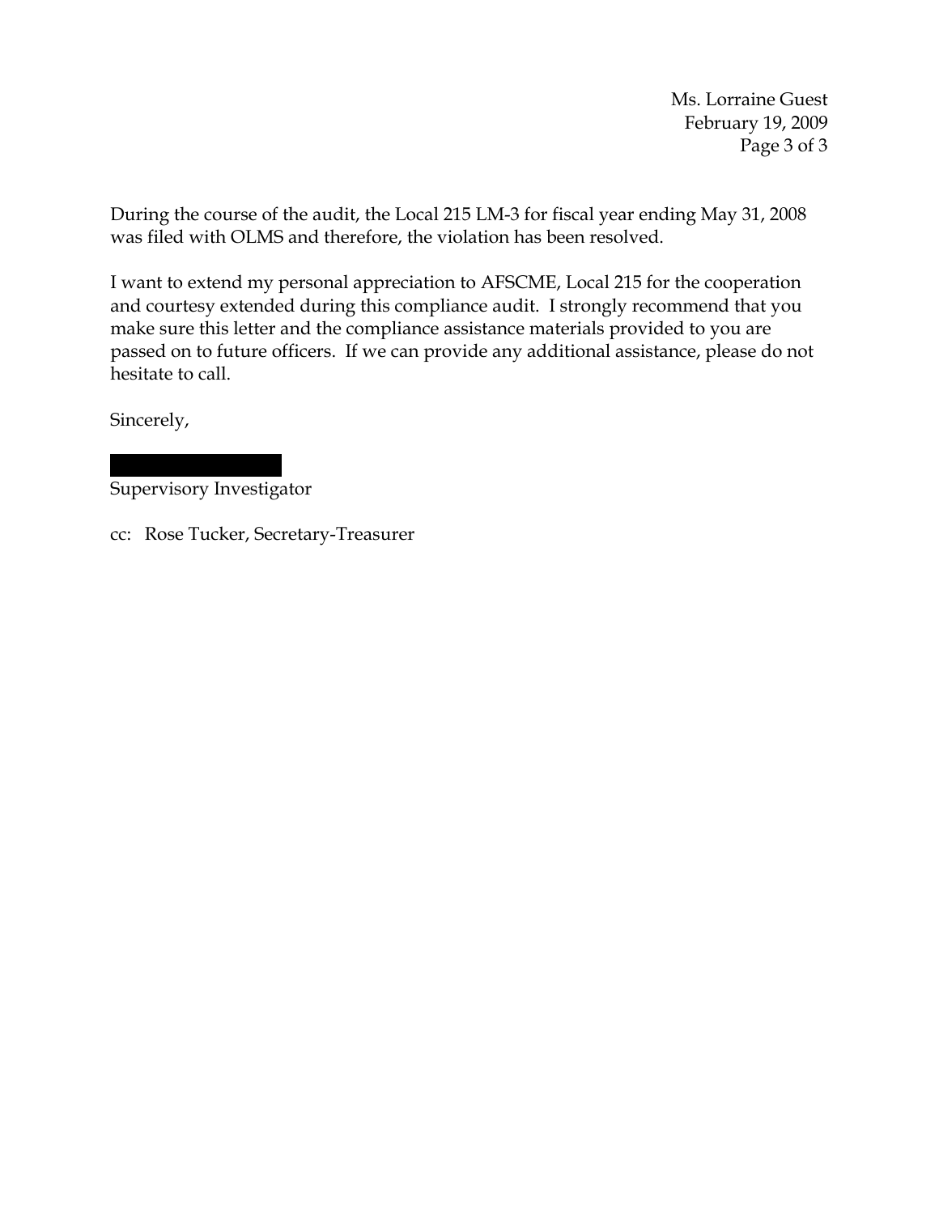During the course of the audit, the Local 215 LM-3 for fiscal year ending May 31, 2008 was filed with OLMS and therefore, the violation has been resolved.

I want to extend my personal appreciation to AFSCME, Local 215 for the cooperation and courtesy extended during this compliance audit. I strongly recommend that you make sure this letter and the compliance assistance materials provided to you are passed on to future officers. If we can provide any additional assistance, please do not hesitate to call.

Sincerely,

Supervisory Investigator

cc: Rose Tucker, Secretary-Treasurer